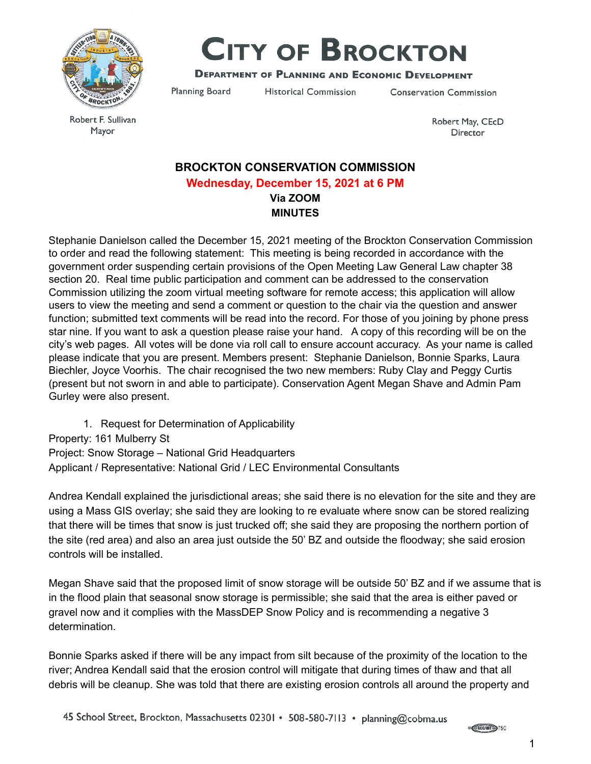# CITY OF BROCKTON

**DEPARTMENT OF PLANNING AND ECONOMIC DEVELOPMENT**

Planning Board     Historical Commission     Conservation Commission

Robert F. Sullivan
Mayor

Robert May, CEcD
Director

## BROCKTON CONSERVATION COMMISSION

**Wednesday, December 15, 2021 at 6 PM**

**Via ZOOM**

**MINUTES**

Stephanie Danielson called the December 15, 2021 meeting of the Brockton Conservation Commission to order and read the following statement: This meeting is being recorded in accordance with the government order suspending certain provisions of the Open Meeting Law General Law chapter 38 section 20. Real time public participation and comment can be addressed to the conservation Commission utilizing the zoom virtual meeting software for remote access; this application will allow users to view the meeting and send a comment or question to the chair via the question and answer function; submitted text comments will be read into the record. For those of you joining by phone press star nine. If you want to ask a question please raise your hand. A copy of this recording will be on the city's web pages. All votes will be done via roll call to ensure account accuracy. As your name is called please indicate that you are present. Members present: Stephanie Danielson, Bonnie Sparks, Laura Biechler, Joyce Voorhis. The chair recognised the two new members: Ruby Clay and Peggy Curtis (present but not sworn in and able to participate). Conservation Agent Megan Shave and Admin Pam Gurley were also present.

1. Request for Determination of Applicability

Property: 161 Mulberry St
Project: Snow Storage – National Grid Headquarters
Applicant / Representative: National Grid / LEC Environmental Consultants

Andrea Kendall explained the jurisdictional areas; she said there is no elevation for the site and they are using a Mass GIS overlay; she said they are looking to re evaluate where snow can be stored realizing that there will be times that snow is just trucked off; she said they are proposing the northern portion of the site (red area) and also an area just outside the 50' BZ and outside the floodway; she said erosion controls will be installed.

Megan Shave said that the proposed limit of snow storage will be outside 50' BZ and if we assume that is in the flood plain that seasonal snow storage is permissible; she said that the area is either paved or gravel now and it complies with the MassDEP Snow Policy and is recommending a negative 3 determination.

Bonnie Sparks asked if there will be any impact from silt because of the proximity of the location to the river; Andrea Kendall said that the erosion control will mitigate that during times of thaw and that all debris will be cleanup. She was told that there are existing erosion controls all around the property and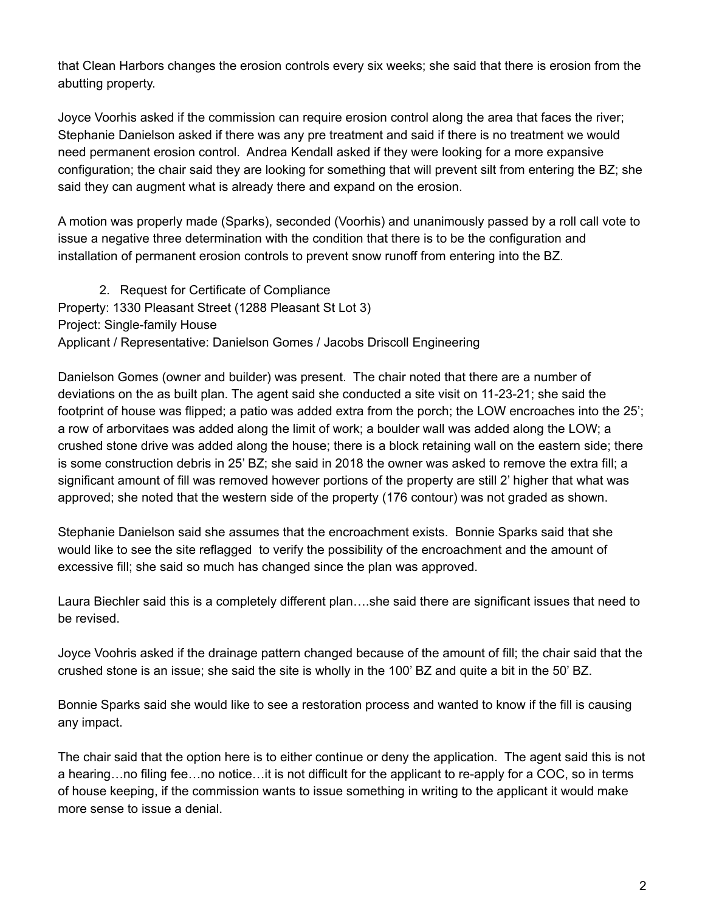that Clean Harbors changes the erosion controls every six weeks; she said that there is erosion from the abutting property.

Joyce Voorhis asked if the commission can require erosion control along the area that faces the river; Stephanie Danielson asked if there was any pre treatment and said if there is no treatment we would need permanent erosion control. Andrea Kendall asked if they were looking for a more expansive configuration; the chair said they are looking for something that will prevent silt from entering the BZ; she said they can augment what is already there and expand on the erosion.

A motion was properly made (Sparks), seconded (Voorhis) and unanimously passed by a roll call vote to issue a negative three determination with the condition that there is to be the configuration and installation of permanent erosion controls to prevent snow runoff from entering into the BZ.

2. Request for Certificate of Compliance

Property: 1330 Pleasant Street (1288 Pleasant St Lot 3)
Project: Single-family House
Applicant / Representative: Danielson Gomes / Jacobs Driscoll Engineering

Danielson Gomes (owner and builder) was present. The chair noted that there are a number of deviations on the as built plan. The agent said she conducted a site visit on 11-23-21; she said the footprint of house was flipped; a patio was added extra from the porch; the LOW encroaches into the 25'; a row of arborvitaes was added along the limit of work; a boulder wall was added along the LOW; a crushed stone drive was added along the house; there is a block retaining wall on the eastern side; there is some construction debris in 25' BZ; she said in 2018 the owner was asked to remove the extra fill; a significant amount of fill was removed however portions of the property are still 2' higher that what was approved; she noted that the western side of the property (176 contour) was not graded as shown.

Stephanie Danielson said she assumes that the encroachment exists. Bonnie Sparks said that she would like to see the site reflagged to verify the possibility of the encroachment and the amount of excessive fill; she said so much has changed since the plan was approved.

Laura Biechler said this is a completely different plan….she said there are significant issues that need to be revised.

Joyce Voohris asked if the drainage pattern changed because of the amount of fill; the chair said that the crushed stone is an issue; she said the site is wholly in the 100' BZ and quite a bit in the 50' BZ.

Bonnie Sparks said she would like to see a restoration process and wanted to know if the fill is causing any impact.

The chair said that the option here is to either continue or deny the application. The agent said this is not a hearing…no filing fee…no notice…it is not difficult for the applicant to re-apply for a COC, so in terms of house keeping, if the commission wants to issue something in writing to the applicant it would make more sense to issue a denial.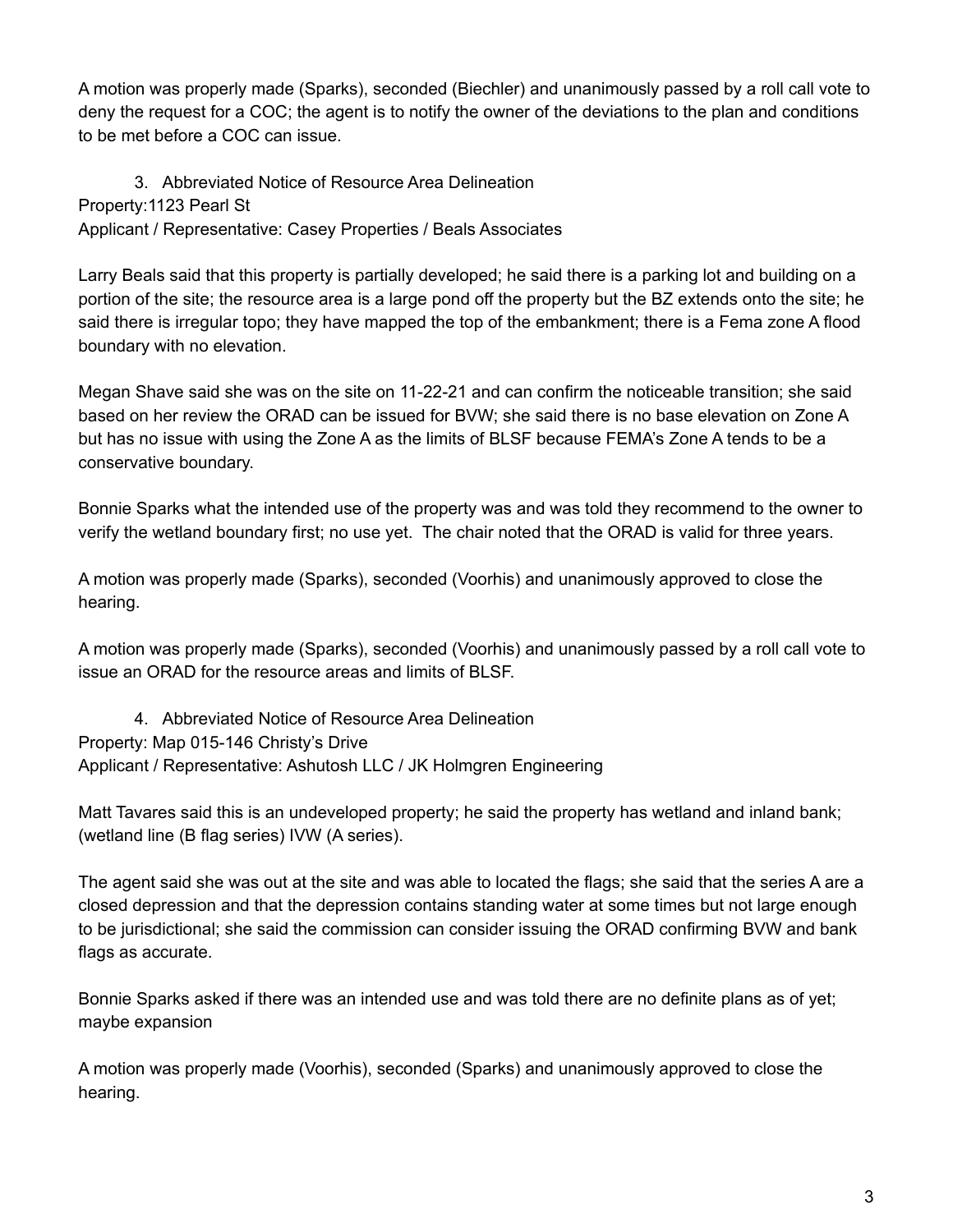A motion was properly made (Sparks), seconded (Biechler) and unanimously passed by a roll call vote to deny the request for a COC; the agent is to notify the owner of the deviations to the plan and conditions to be met before a COC can issue.

3. Abbreviated Notice of Resource Area Delineation

Property:1123 Pearl St
Applicant / Representative: Casey Properties / Beals Associates

Larry Beals said that this property is partially developed; he said there is a parking lot and building on a portion of the site; the resource area is a large pond off the property but the BZ extends onto the site; he said there is irregular topo; they have mapped the top of the embankment; there is a Fema zone A flood boundary with no elevation.

Megan Shave said she was on the site on 11-22-21 and can confirm the noticeable transition; she said based on her review the ORAD can be issued for BVW; she said there is no base elevation on Zone A but has no issue with using the Zone A as the limits of BLSF because FEMA's Zone A tends to be a conservative boundary.

Bonnie Sparks what the intended use of the property was and was told they recommend to the owner to verify the wetland boundary first; no use yet. The chair noted that the ORAD is valid for three years.

A motion was properly made (Sparks), seconded (Voorhis) and unanimously approved to close the hearing.

A motion was properly made (Sparks), seconded (Voorhis) and unanimously passed by a roll call vote to issue an ORAD for the resource areas and limits of BLSF.

4. Abbreviated Notice of Resource Area Delineation

Property: Map 015-146 Christy's Drive
Applicant / Representative: Ashutosh LLC / JK Holmgren Engineering

Matt Tavares said this is an undeveloped property; he said the property has wetland and inland bank; (wetland line (B flag series) IVW (A series).

The agent said she was out at the site and was able to located the flags; she said that the series A are a closed depression and that the depression contains standing water at some times but not large enough to be jurisdictional; she said the commission can consider issuing the ORAD confirming BVW and bank flags as accurate.

Bonnie Sparks asked if there was an intended use and was told there are no definite plans as of yet; maybe expansion

A motion was properly made (Voorhis), seconded (Sparks) and unanimously approved to close the hearing.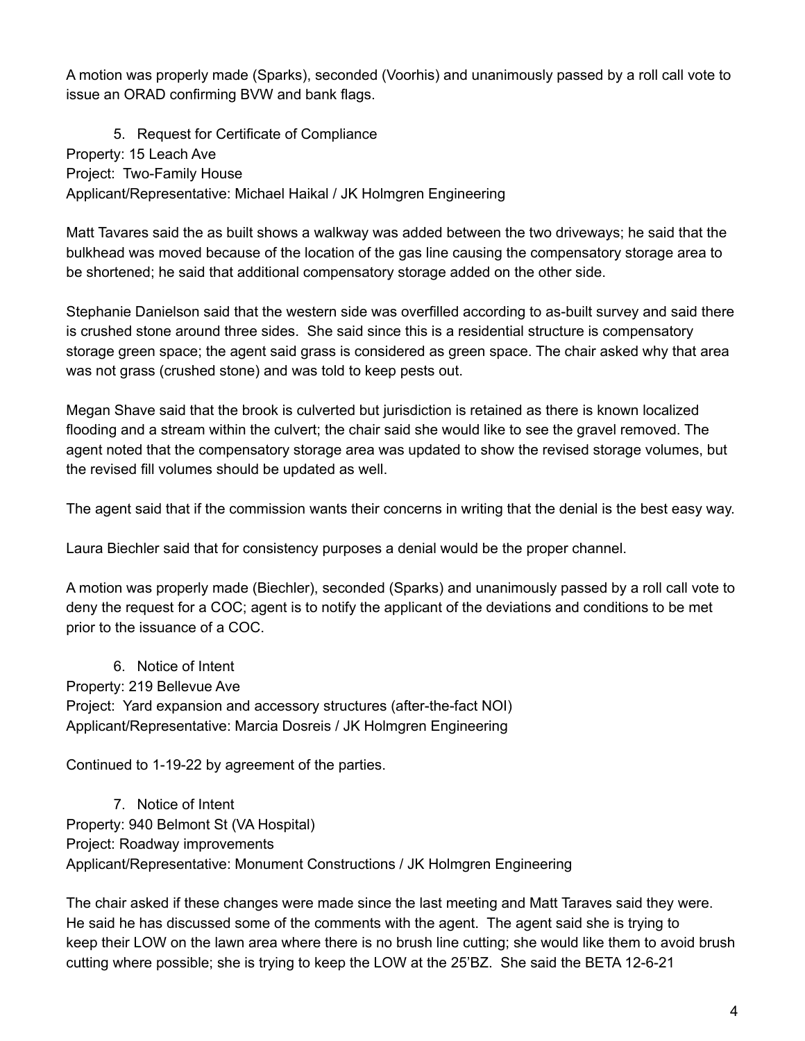A motion was properly made (Sparks), seconded (Voorhis) and unanimously passed by a roll call vote to issue an ORAD confirming BVW and bank flags.

5. Request for Certificate of Compliance

Property: 15 Leach Ave
Project: Two-Family House
Applicant/Representative: Michael Haikal / JK Holmgren Engineering

Matt Tavares said the as built shows a walkway was added between the two driveways; he said that the bulkhead was moved because of the location of the gas line causing the compensatory storage area to be shortened; he said that additional compensatory storage added on the other side.

Stephanie Danielson said that the western side was overfilled according to as-built survey and said there is crushed stone around three sides. She said since this is a residential structure is compensatory storage green space; the agent said grass is considered as green space. The chair asked why that area was not grass (crushed stone) and was told to keep pests out.

Megan Shave said that the brook is culverted but jurisdiction is retained as there is known localized flooding and a stream within the culvert; the chair said she would like to see the gravel removed. The agent noted that the compensatory storage area was updated to show the revised storage volumes, but the revised fill volumes should be updated as well.

The agent said that if the commission wants their concerns in writing that the denial is the best easy way.

Laura Biechler said that for consistency purposes a denial would be the proper channel.

A motion was properly made (Biechler), seconded (Sparks) and unanimously passed by a roll call vote to deny the request for a COC; agent is to notify the applicant of the deviations and conditions to be met prior to the issuance of a COC.

6. Notice of Intent

Property: 219 Bellevue Ave
Project: Yard expansion and accessory structures (after-the-fact NOI)
Applicant/Representative: Marcia Dosreis / JK Holmgren Engineering

Continued to 1-19-22 by agreement of the parties.

7. Notice of Intent

Property: 940 Belmont St (VA Hospital)
Project: Roadway improvements
Applicant/Representative: Monument Constructions / JK Holmgren Engineering

The chair asked if these changes were made since the last meeting and Matt Taraves said they were. He said he has discussed some of the comments with the agent. The agent said she is trying to keep their LOW on the lawn area where there is no brush line cutting; she would like them to avoid brush cutting where possible; she is trying to keep the LOW at the 25'BZ. She said the BETA 12-6-21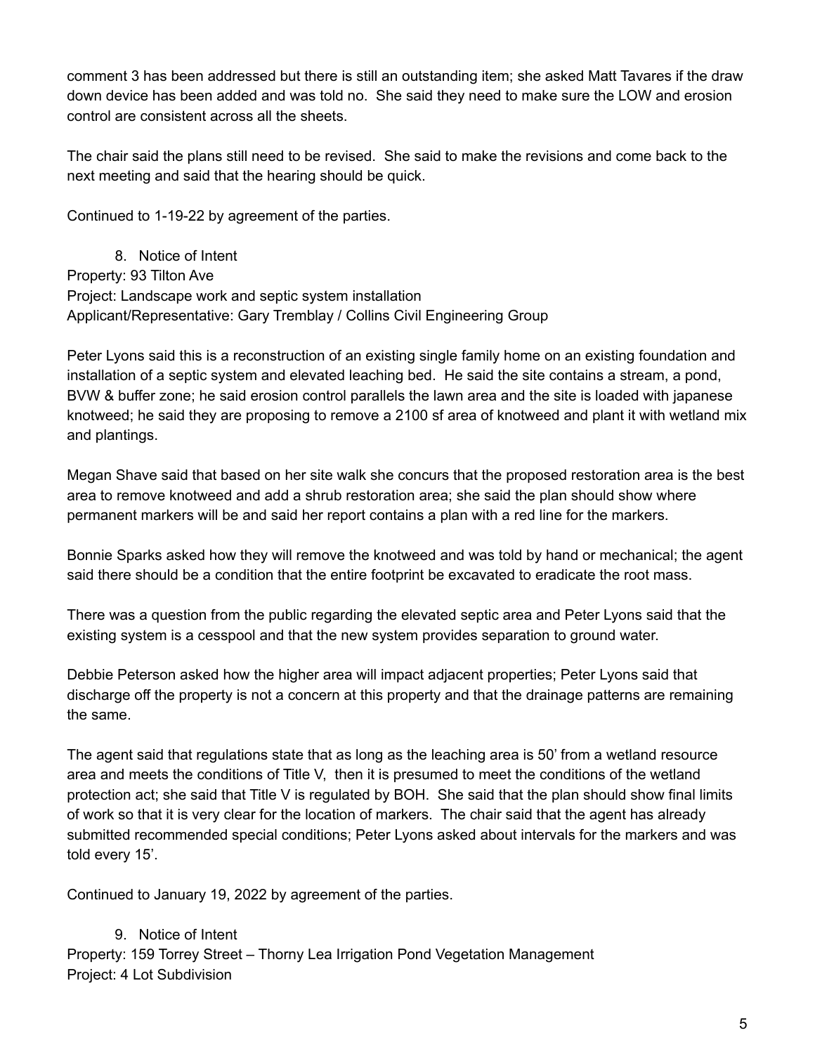comment 3 has been addressed but there is still an outstanding item; she asked Matt Tavares if the draw down device has been added and was told no. She said they need to make sure the LOW and erosion control are consistent across all the sheets.

The chair said the plans still need to be revised. She said to make the revisions and come back to the next meeting and said that the hearing should be quick.

Continued to 1-19-22 by agreement of the parties.

8. Notice of Intent

Property: 93 Tilton Ave
Project: Landscape work and septic system installation
Applicant/Representative: Gary Tremblay / Collins Civil Engineering Group

Peter Lyons said this is a reconstruction of an existing single family home on an existing foundation and installation of a septic system and elevated leaching bed. He said the site contains a stream, a pond, BVW & buffer zone; he said erosion control parallels the lawn area and the site is loaded with japanese knotweed; he said they are proposing to remove a 2100 sf area of knotweed and plant it with wetland mix and plantings.

Megan Shave said that based on her site walk she concurs that the proposed restoration area is the best area to remove knotweed and add a shrub restoration area; she said the plan should show where permanent markers will be and said her report contains a plan with a red line for the markers.

Bonnie Sparks asked how they will remove the knotweed and was told by hand or mechanical; the agent said there should be a condition that the entire footprint be excavated to eradicate the root mass.

There was a question from the public regarding the elevated septic area and Peter Lyons said that the existing system is a cesspool and that the new system provides separation to ground water.

Debbie Peterson asked how the higher area will impact adjacent properties; Peter Lyons said that discharge off the property is not a concern at this property and that the drainage patterns are remaining the same.

The agent said that regulations state that as long as the leaching area is 50' from a wetland resource area and meets the conditions of Title V, then it is presumed to meet the conditions of the wetland protection act; she said that Title V is regulated by BOH. She said that the plan should show final limits of work so that it is very clear for the location of markers. The chair said that the agent has already submitted recommended special conditions; Peter Lyons asked about intervals for the markers and was told every 15'.

Continued to January 19, 2022 by agreement of the parties.

9. Notice of Intent

Property: 159 Torrey Street – Thorny Lea Irrigation Pond Vegetation Management
Project: 4 Lot Subdivision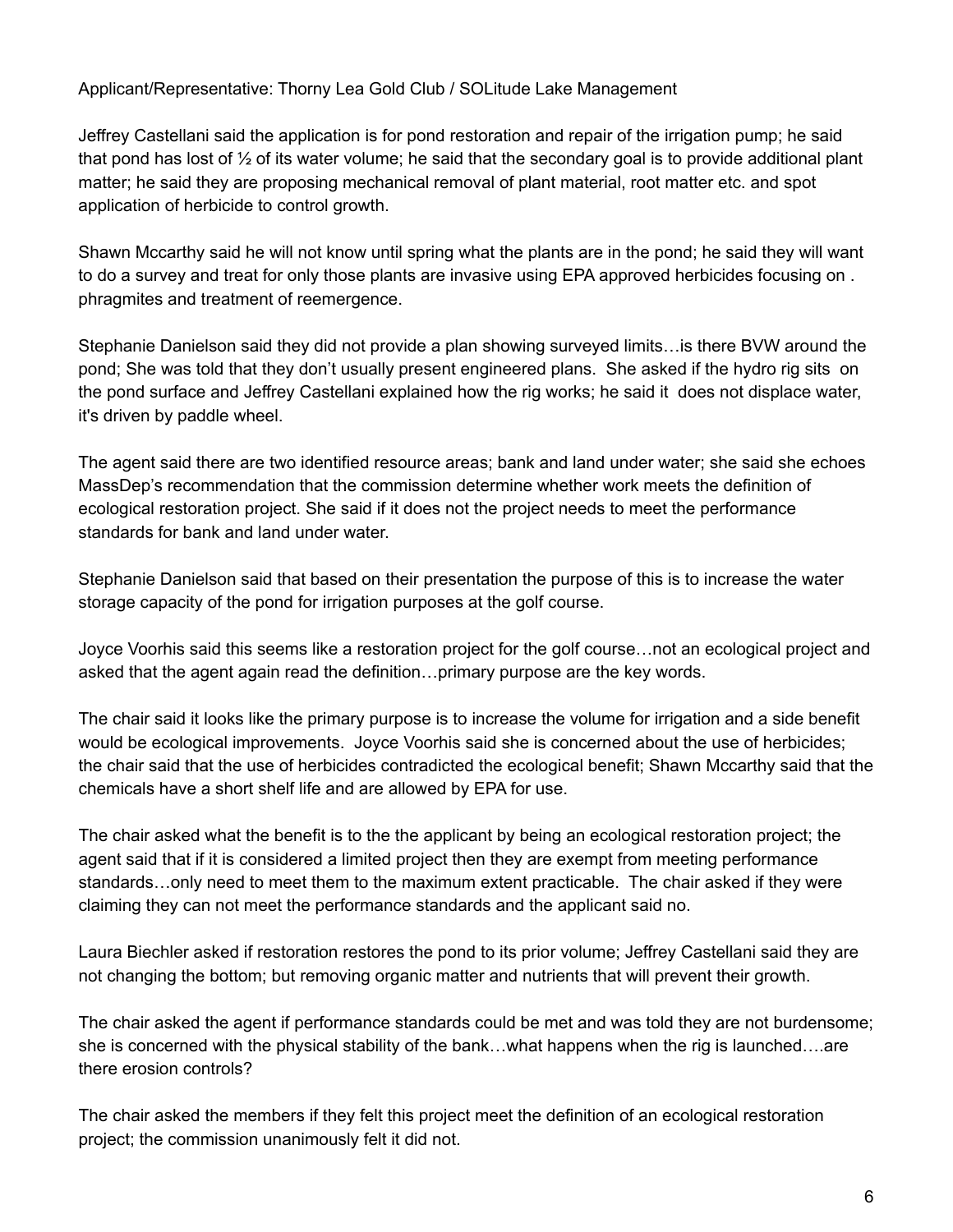Applicant/Representative: Thorny Lea Gold Club / SOLitude Lake Management

Jeffrey Castellani said the application is for pond restoration and repair of the irrigation pump; he said that pond has lost of ½ of its water volume; he said that the secondary goal is to provide additional plant matter; he said they are proposing mechanical removal of plant material, root matter etc. and spot application of herbicide to control growth.

Shawn Mccarthy said he will not know until spring what the plants are in the pond; he said they will want to do a survey and treat for only those plants are invasive using EPA approved herbicides focusing on . phragmites and treatment of reemergence.

Stephanie Danielson said they did not provide a plan showing surveyed limits…is there BVW around the pond; She was told that they don't usually present engineered plans. She asked if the hydro rig sits on the pond surface and Jeffrey Castellani explained how the rig works; he said it does not displace water, it's driven by paddle wheel.

The agent said there are two identified resource areas; bank and land under water; she said she echoes MassDep's recommendation that the commission determine whether work meets the definition of ecological restoration project. She said if it does not the project needs to meet the performance standards for bank and land under water.

Stephanie Danielson said that based on their presentation the purpose of this is to increase the water storage capacity of the pond for irrigation purposes at the golf course.

Joyce Voorhis said this seems like a restoration project for the golf course…not an ecological project and asked that the agent again read the definition…primary purpose are the key words.

The chair said it looks like the primary purpose is to increase the volume for irrigation and a side benefit would be ecological improvements. Joyce Voorhis said she is concerned about the use of herbicides; the chair said that the use of herbicides contradicted the ecological benefit; Shawn Mccarthy said that the chemicals have a short shelf life and are allowed by EPA for use.

The chair asked what the benefit is to the the applicant by being an ecological restoration project; the agent said that if it is considered a limited project then they are exempt from meeting performance standards…only need to meet them to the maximum extent practicable. The chair asked if they were claiming they can not meet the performance standards and the applicant said no.

Laura Biechler asked if restoration restores the pond to its prior volume; Jeffrey Castellani said they are not changing the bottom; but removing organic matter and nutrients that will prevent their growth.

The chair asked the agent if performance standards could be met and was told they are not burdensome; she is concerned with the physical stability of the bank…what happens when the rig is launched….are there erosion controls?

The chair asked the members if they felt this project meet the definition of an ecological restoration project; the commission unanimously felt it did not.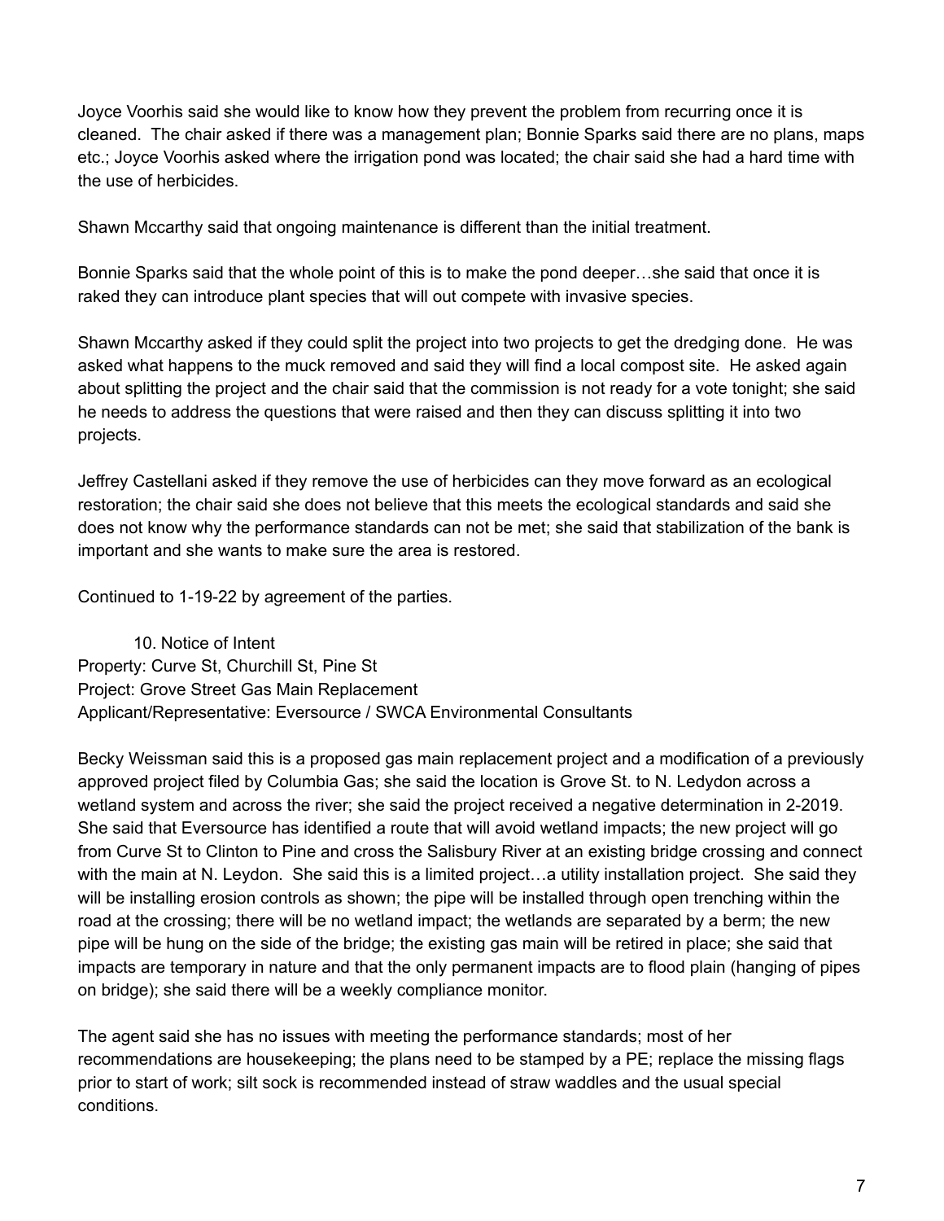Joyce Voorhis said she would like to know how they prevent the problem from recurring once it is cleaned. The chair asked if there was a management plan; Bonnie Sparks said there are no plans, maps etc.; Joyce Voorhis asked where the irrigation pond was located; the chair said she had a hard time with the use of herbicides.

Shawn Mccarthy said that ongoing maintenance is different than the initial treatment.

Bonnie Sparks said that the whole point of this is to make the pond deeper…she said that once it is raked they can introduce plant species that will out compete with invasive species.

Shawn Mccarthy asked if they could split the project into two projects to get the dredging done. He was asked what happens to the muck removed and said they will find a local compost site. He asked again about splitting the project and the chair said that the commission is not ready for a vote tonight; she said he needs to address the questions that were raised and then they can discuss splitting it into two projects.

Jeffrey Castellani asked if they remove the use of herbicides can they move forward as an ecological restoration; the chair said she does not believe that this meets the ecological standards and said she does not know why the performance standards can not be met; she said that stabilization of the bank is important and she wants to make sure the area is restored.

Continued to 1-19-22 by agreement of the parties.

10. Notice of Intent
Property: Curve St, Churchill St, Pine St
Project: Grove Street Gas Main Replacement
Applicant/Representative: Eversource / SWCA Environmental Consultants

Becky Weissman said this is a proposed gas main replacement project and a modification of a previously approved project filed by Columbia Gas; she said the location is Grove St. to N. Ledydon across a wetland system and across the river; she said the project received a negative determination in 2-2019. She said that Eversource has identified a route that will avoid wetland impacts; the new project will go from Curve St to Clinton to Pine and cross the Salisbury River at an existing bridge crossing and connect with the main at N. Leydon. She said this is a limited project…a utility installation project. She said they will be installing erosion controls as shown; the pipe will be installed through open trenching within the road at the crossing; there will be no wetland impact; the wetlands are separated by a berm; the new pipe will be hung on the side of the bridge; the existing gas main will be retired in place; she said that impacts are temporary in nature and that the only permanent impacts are to flood plain (hanging of pipes on bridge); she said there will be a weekly compliance monitor.

The agent said she has no issues with meeting the performance standards; most of her recommendations are housekeeping; the plans need to be stamped by a PE; replace the missing flags prior to start of work; silt sock is recommended instead of straw waddles and the usual special conditions.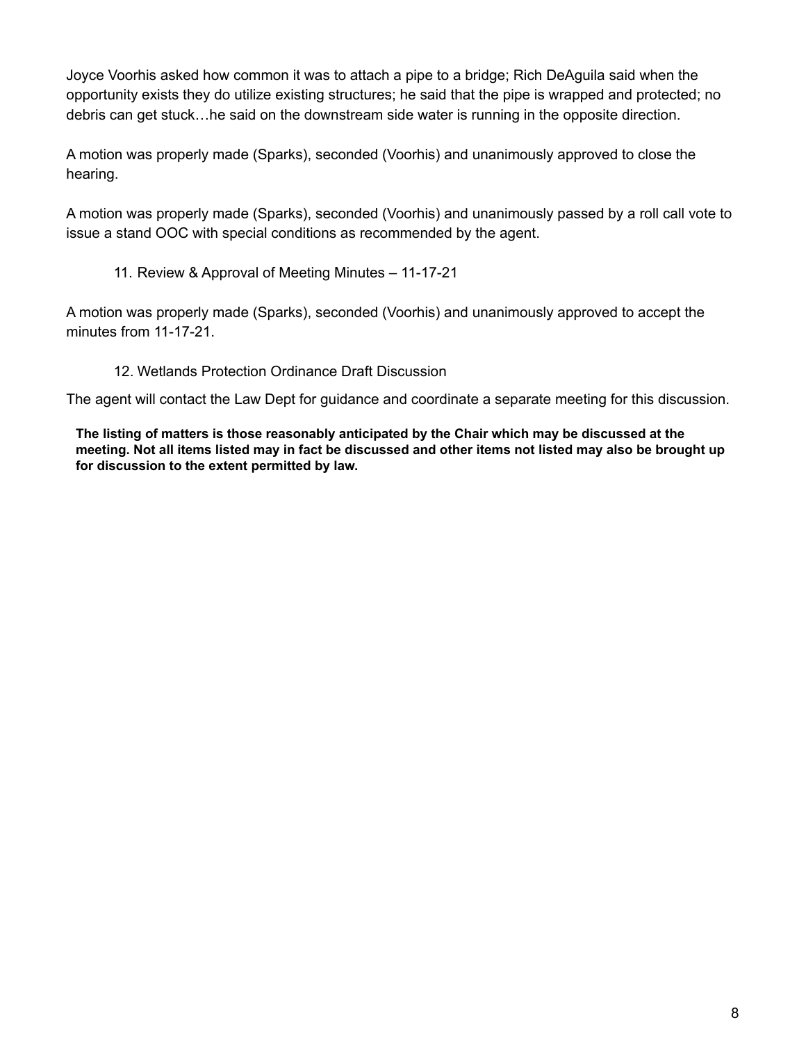Joyce Voorhis asked how common it was to attach a pipe to a bridge; Rich DeAguila said when the opportunity exists they do utilize existing structures; he said that the pipe is wrapped and protected; no debris can get stuck…he said on the downstream side water is running in the opposite direction.

A motion was properly made (Sparks), seconded (Voorhis) and unanimously approved to close the hearing.

A motion was properly made (Sparks), seconded (Voorhis) and unanimously passed by a roll call vote to issue a stand OOC with special conditions as recommended by the agent.

11. Review & Approval of Meeting Minutes – 11-17-21

A motion was properly made (Sparks), seconded (Voorhis) and unanimously approved to accept the minutes from 11-17-21.

12. Wetlands Protection Ordinance Draft Discussion

The agent will contact the Law Dept for guidance and coordinate a separate meeting for this discussion.

**The listing of matters is those reasonably anticipated by the Chair which may be discussed at the meeting. Not all items listed may in fact be discussed and other items not listed may also be brought up for discussion to the extent permitted by law.**